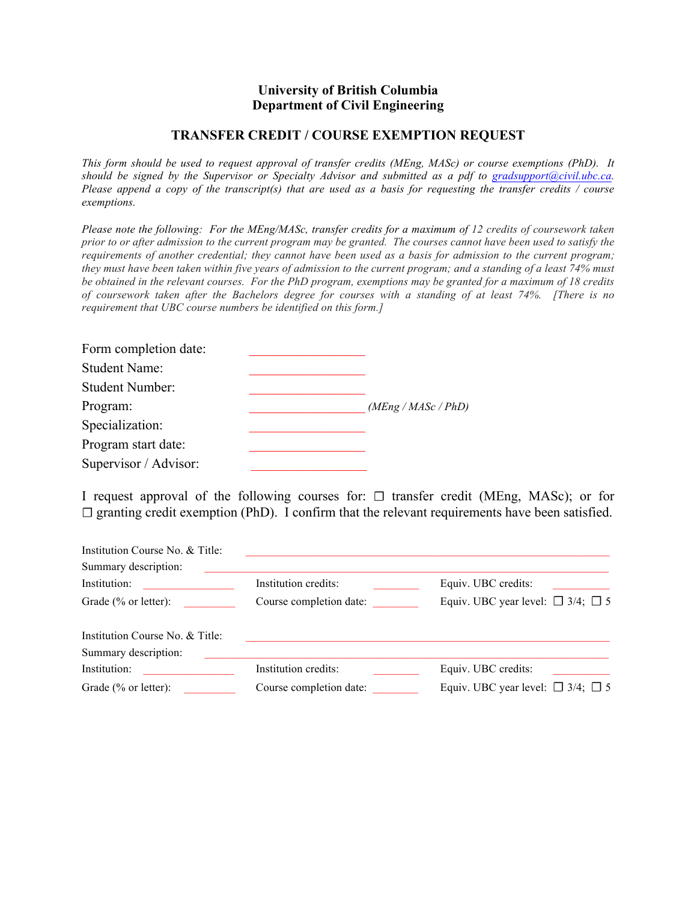**University of British Columbia**
**Department of Civil Engineering**

## TRANSFER CREDIT / COURSE EXEMPTION REQUEST

*This form should be used to request approval of transfer credits (MEng, MASc) or course exemptions (PhD). It should be signed by the Supervisor or Specialty Advisor and submitted as a pdf to gradsupport@civil.ubc.ca. Please append a copy of the transcript(s) that are used as a basis for requesting the transfer credits / course exemptions.*

*Please note the following: For the MEng/MASc, transfer credits for a maximum of 12 credits of coursework taken prior to or after admission to the current program may be granted. The courses cannot have been used to satisfy the requirements of another credential; they cannot have been used as a basis for admission to the current program; they must have been taken within five years of admission to the current program; and a standing of a least 74% must be obtained in the relevant courses. For the PhD program, exemptions may be granted for a maximum of 18 credits of coursework taken after the Bachelors degree for courses with a standing of at least 74%. [There is no requirement that UBC course numbers be identified on this form.]*

Form completion date: ____________________

Student Name: ____________________

Student Number: ____________________

Program: ____________________ *(MEng / MASc / PhD)*

Specialization: ____________________

Program start date: ____________________

Supervisor / Advisor: ____________________

I request approval of the following courses for: ☐ transfer credit (MEng, MASc); or for ☐ granting credit exemption (PhD). I confirm that the relevant requirements have been satisfied.

Institution Course No. & Title: ________________________________________

Summary description: ________________________________________

Institution: ______________ Institution credits: ________ Equiv. UBC credits: ________

Grade (% or letter): ________ Course completion date: ________ Equiv. UBC year level: ☐ 3/4; ☐ 5

Institution Course No. & Title: ________________________________________

Summary description: ________________________________________

Institution: ______________ Institution credits: ________ Equiv. UBC credits: ________

Grade (% or letter): ________ Course completion date: ________ Equiv. UBC year level: ☐ 3/4; ☐ 5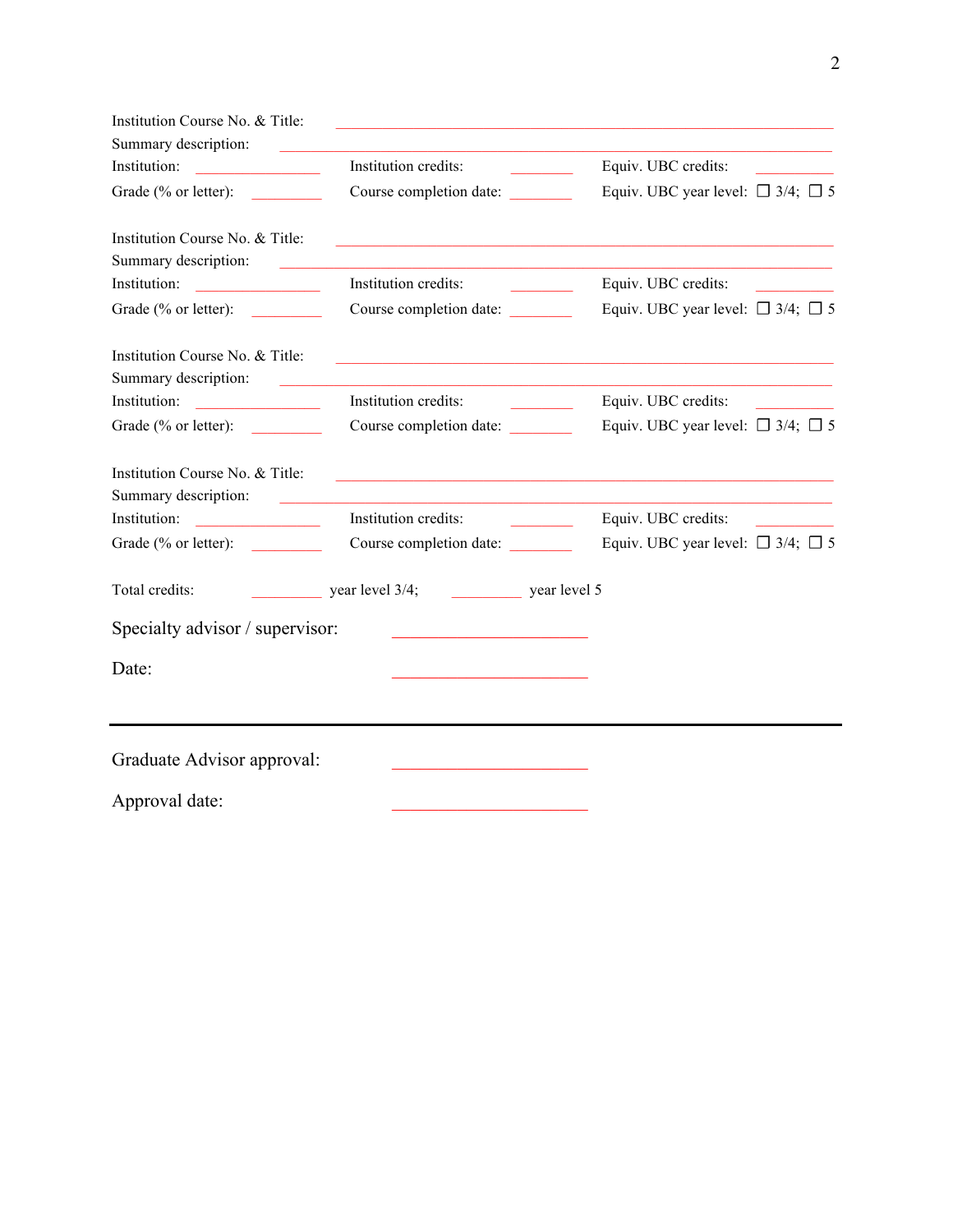Institution Course No. & Title: ____________________
Summary description: ____________________
Institution: ____________ Institution credits: ________ Equiv. UBC credits: ________
Grade (% or letter): ________ Course completion date: ________ Equiv. UBC year level: ☐ 3/4; ☐ 5

Institution Course No. & Title: ____________________
Summary description: ____________________
Institution: ____________ Institution credits: ________ Equiv. UBC credits: ________
Grade (% or letter): ________ Course completion date: ________ Equiv. UBC year level: ☐ 3/4; ☐ 5

Institution Course No. & Title: ____________________
Summary description: ____________________
Institution: ____________ Institution credits: ________ Equiv. UBC credits: ________
Grade (% or letter): ________ Course completion date: ________ Equiv. UBC year level: ☐ 3/4; ☐ 5

Institution Course No. & Title: ____________________
Summary description: ____________________
Institution: ____________ Institution credits: ________ Equiv. UBC credits: ________
Grade (% or letter): ________ Course completion date: ________ Equiv. UBC year level: ☐ 3/4; ☐ 5

Total credits: ________ year level 3/4; ________ year level 5

Specialty advisor / supervisor: ____________________

Date: ____________________

---

Graduate Advisor approval: ____________________

Approval date: ____________________